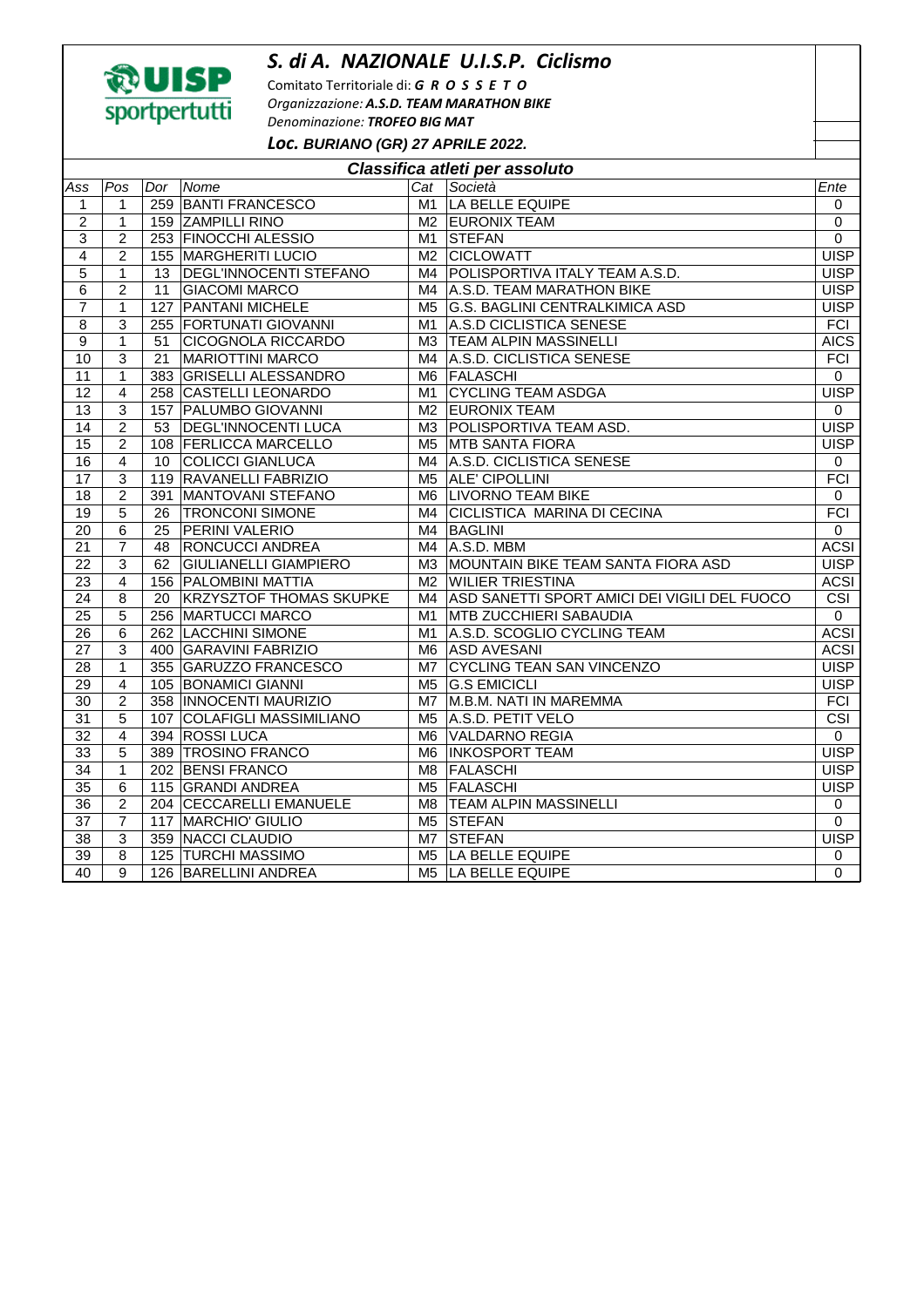UISP sportpertutti

# S. di A. NAZIONALE U.I.S.P. Ciclismo

Comitato Territoriale di: ***G R O S S E T O***

*Organizzazione:* ***A.S.D. TEAM MARATHON BIKE***

*Denominazione:* ***TROFEO BIG MAT***

***Loc. BURIANO (GR) 27 APRILE 2022.***

## Classifica atleti per assoluto

| Ass | Pos | Dor | Nome | Cat | Società | Ente |
|---|---|---|---|---|---|---|
| 1 | 1 | 259 | BANTI FRANCESCO | M1 | LA BELLE EQUIPE | 0 |
| 2 | 1 | 159 | ZAMPILLI RINO | M2 | EURONIX TEAM | 0 |
| 3 | 2 | 253 | FINOCCHI ALESSIO | M1 | STEFAN | 0 |
| 4 | 2 | 155 | MARGHERITI LUCIO | M2 | CICLOWATT | UISP |
| 5 | 1 | 13 | DEGL'INNOCENTI STEFANO | M4 | POLISPORTIVA ITALY TEAM A.S.D. | UISP |
| 6 | 2 | 11 | GIACOMI MARCO | M4 | A.S.D. TEAM MARATHON BIKE | UISP |
| 7 | 1 | 127 | PANTANI MICHELE | M5 | G.S. BAGLINI CENTRALKIMICA ASD | UISP |
| 8 | 3 | 255 | FORTUNATI GIOVANNI | M1 | A.S.D CICLISTICA SENESE | FCI |
| 9 | 1 | 51 | CICOGNOLA RICCARDO | M3 | TEAM ALPIN MASSINELLI | AICS |
| 10 | 3 | 21 | MARIOTTINI MARCO | M4 | A.S.D. CICLISTICA SENESE | FCI |
| 11 | 1 | 383 | GRISELLI ALESSANDRO | M6 | FALASCHI | 0 |
| 12 | 4 | 258 | CASTELLI LEONARDO | M1 | CYCLING TEAM ASDGA | UISP |
| 13 | 3 | 157 | PALUMBO GIOVANNI | M2 | EURONIX TEAM | 0 |
| 14 | 2 | 53 | DEGL'INNOCENTI LUCA | M3 | POLISPORTIVA TEAM ASD. | UISP |
| 15 | 2 | 108 | FERLICCA MARCELLO | M5 | MTB SANTA FIORA | UISP |
| 16 | 4 | 10 | COLICCI GIANLUCA | M4 | A.S.D. CICLISTICA SENESE | 0 |
| 17 | 3 | 119 | RAVANELLI FABRIZIO | M5 | ALE' CIPOLLINI | FCI |
| 18 | 2 | 391 | MANTOVANI STEFANO | M6 | LIVORNO TEAM BIKE | 0 |
| 19 | 5 | 26 | TRONCONI SIMONE | M4 | CICLISTICA MARINA DI CECINA | FCI |
| 20 | 6 | 25 | PERINI VALERIO | M4 | BAGLINI | 0 |
| 21 | 7 | 48 | RONCUCCI ANDREA | M4 | A.S.D. MBM | ACSI |
| 22 | 3 | 62 | GIULIANELLI GIAMPIERO | M3 | MOUNTAIN BIKE TEAM SANTA FIORA ASD | UISP |
| 23 | 4 | 156 | PALOMBINI MATTIA | M2 | WILIER TRIESTINA | ACSI |
| 24 | 8 | 20 | KRZYSZTOF THOMAS SKUPKE | M4 | ASD SANETTI SPORT AMICI DEI VIGILI DEL FUOCO | CSI |
| 25 | 5 | 256 | MARTUCCI MARCO | M1 | MTB ZUCCHIERI SABAUDIA | 0 |
| 26 | 6 | 262 | LACCHINI SIMONE | M1 | A.S.D. SCOGLIO CYCLING TEAM | ACSI |
| 27 | 3 | 400 | GARAVINI FABRIZIO | M6 | ASD AVESANI | ACSI |
| 28 | 1 | 355 | GARUZZO FRANCESCO | M7 | CYCLING TEAN SAN VINCENZO | UISP |
| 29 | 4 | 105 | BONAMICI GIANNI | M5 | G.S EMICICLI | UISP |
| 30 | 2 | 358 | INNOCENTI MAURIZIO | M7 | M.B.M. NATI IN MAREMMA | FCI |
| 31 | 5 | 107 | COLAFIGLI MASSIMILIANO | M5 | A.S.D. PETIT VELO | CSI |
| 32 | 4 | 394 | ROSSI LUCA | M6 | VALDARNO REGIA | 0 |
| 33 | 5 | 389 | TROSINO FRANCO | M6 | INKOSPORT TEAM | UISP |
| 34 | 1 | 202 | BENSI FRANCO | M8 | FALASCHI | UISP |
| 35 | 6 | 115 | GRANDI ANDREA | M5 | FALASCHI | UISP |
| 36 | 2 | 204 | CECCARELLI EMANUELE | M8 | TEAM ALPIN MASSINELLI | 0 |
| 37 | 7 | 117 | MARCHIO' GIULIO | M5 | STEFAN | 0 |
| 38 | 3 | 359 | NACCI CLAUDIO | M7 | STEFAN | UISP |
| 39 | 8 | 125 | TURCHI MASSIMO | M5 | LA BELLE EQUIPE | 0 |
| 40 | 9 | 126 | BARELLINI ANDREA | M5 | LA BELLE EQUIPE | 0 |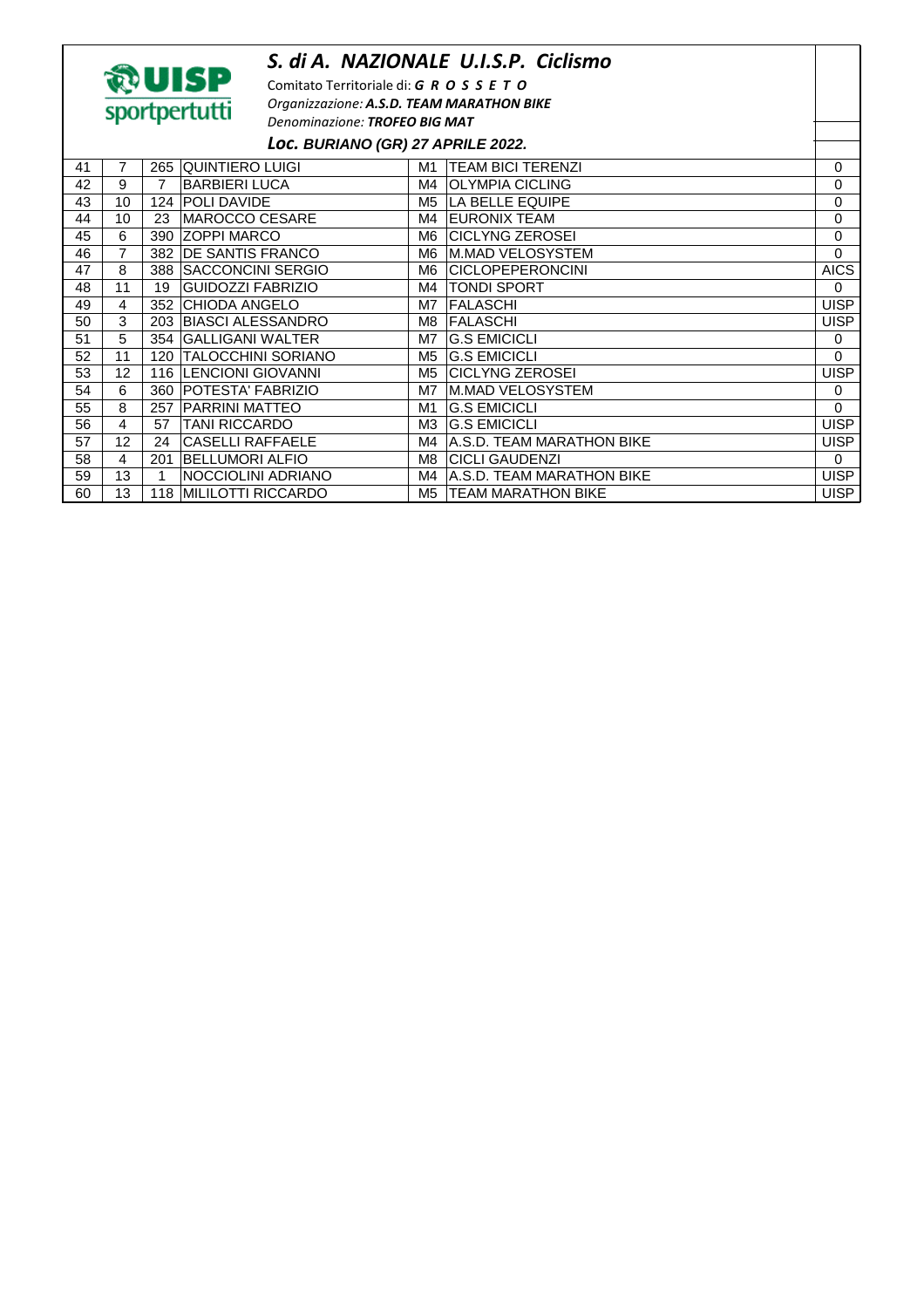# S. di A. NAZIONALE U.I.S.P. Ciclismo

Comitato Territoriale di: ***G R O S S E T O***

*Organizzazione:* ***A.S.D. TEAM MARATHON BIKE***

*Denominazione:* ***TROFEO BIG MAT***

***Loc. BURIANO (GR) 27 APRILE 2022.***

| | | | | | | |
|---|---|---|---|---|---|---|
| 41 | 7 | 265 | QUINTIERO LUIGI | M1 | TEAM BICI TERENZI | 0 |
| 42 | 9 | 7 | BARBIERI LUCA | M4 | OLYMPIA CICLING | 0 |
| 43 | 10 | 124 | POLI DAVIDE | M5 | LA BELLE EQUIPE | 0 |
| 44 | 10 | 23 | MAROCCO CESARE | M4 | EURONIX TEAM | 0 |
| 45 | 6 | 390 | ZOPPI MARCO | M6 | CICLYNG ZEROSEI | 0 |
| 46 | 7 | 382 | DE SANTIS FRANCO | M6 | M.MAD VELOSYSTEM | 0 |
| 47 | 8 | 388 | SACCONCINI SERGIO | M6 | CICLOPEPERONCINI | AICS |
| 48 | 11 | 19 | GUIDOZZI FABRIZIO | M4 | TONDI SPORT | 0 |
| 49 | 4 | 352 | CHIODA ANGELO | M7 | FALASCHI | UISP |
| 50 | 3 | 203 | BIASCI ALESSANDRO | M8 | FALASCHI | UISP |
| 51 | 5 | 354 | GALLIGANI WALTER | M7 | G.S EMICICLI | 0 |
| 52 | 11 | 120 | TALOCCHINI SORIANO | M5 | G.S EMICICLI | 0 |
| 53 | 12 | 116 | LENCIONI GIOVANNI | M5 | CICLYNG ZEROSEI | UISP |
| 54 | 6 | 360 | POTESTA' FABRIZIO | M7 | M.MAD VELOSYSTEM | 0 |
| 55 | 8 | 257 | PARRINI MATTEO | M1 | G.S EMICICLI | 0 |
| 56 | 4 | 57 | TANI RICCARDO | M3 | G.S EMICICLI | UISP |
| 57 | 12 | 24 | CASELLI RAFFAELE | M4 | A.S.D. TEAM MARATHON BIKE | UISP |
| 58 | 4 | 201 | BELLUMORI ALFIO | M8 | CICLI GAUDENZI | 0 |
| 59 | 13 | 1 | NOCCIOLINI ADRIANO | M4 | A.S.D. TEAM MARATHON BIKE | UISP |
| 60 | 13 | 118 | MILILOTTI RICCARDO | M5 | TEAM MARATHON BIKE | UISP |